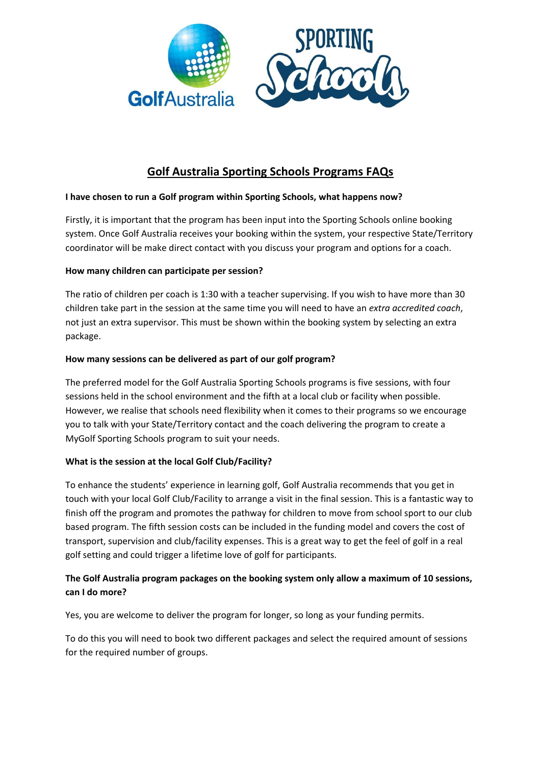# Golf Australia Sporting Schools Programs FAQs

**I have chosen to run a Golf program within Sporting Schools, what happens now?**

Firstly, it is important that the program has been input into the Sporting Schools online booking system. Once Golf Australia receives your booking within the system, your respective State/Territory coordinator will be make direct contact with you discuss your program and options for a coach.

**How many children can participate per session?**

The ratio of children per coach is 1:30 with a teacher supervising. If you wish to have more than 30 children take part in the session at the same time you will need to have an *extra accredited coach*, not just an extra supervisor. This must be shown within the booking system by selecting an extra package.

**How many sessions can be delivered as part of our golf program?**

The preferred model for the Golf Australia Sporting Schools programs is five sessions, with four sessions held in the school environment and the fifth at a local club or facility when possible. However, we realise that schools need flexibility when it comes to their programs so we encourage you to talk with your State/Territory contact and the coach delivering the program to create a MyGolf Sporting Schools program to suit your needs.

**What is the session at the local Golf Club/Facility?**

To enhance the students' experience in learning golf, Golf Australia recommends that you get in touch with your local Golf Club/Facility to arrange a visit in the final session. This is a fantastic way to finish off the program and promotes the pathway for children to move from school sport to our club based program. The fifth session costs can be included in the funding model and covers the cost of transport, supervision and club/facility expenses. This is a great way to get the feel of golf in a real golf setting and could trigger a lifetime love of golf for participants.

**The Golf Australia program packages on the booking system only allow a maximum of 10 sessions, can I do more?**

Yes, you are welcome to deliver the program for longer, so long as your funding permits.

To do this you will need to book two different packages and select the required amount of sessions for the required number of groups.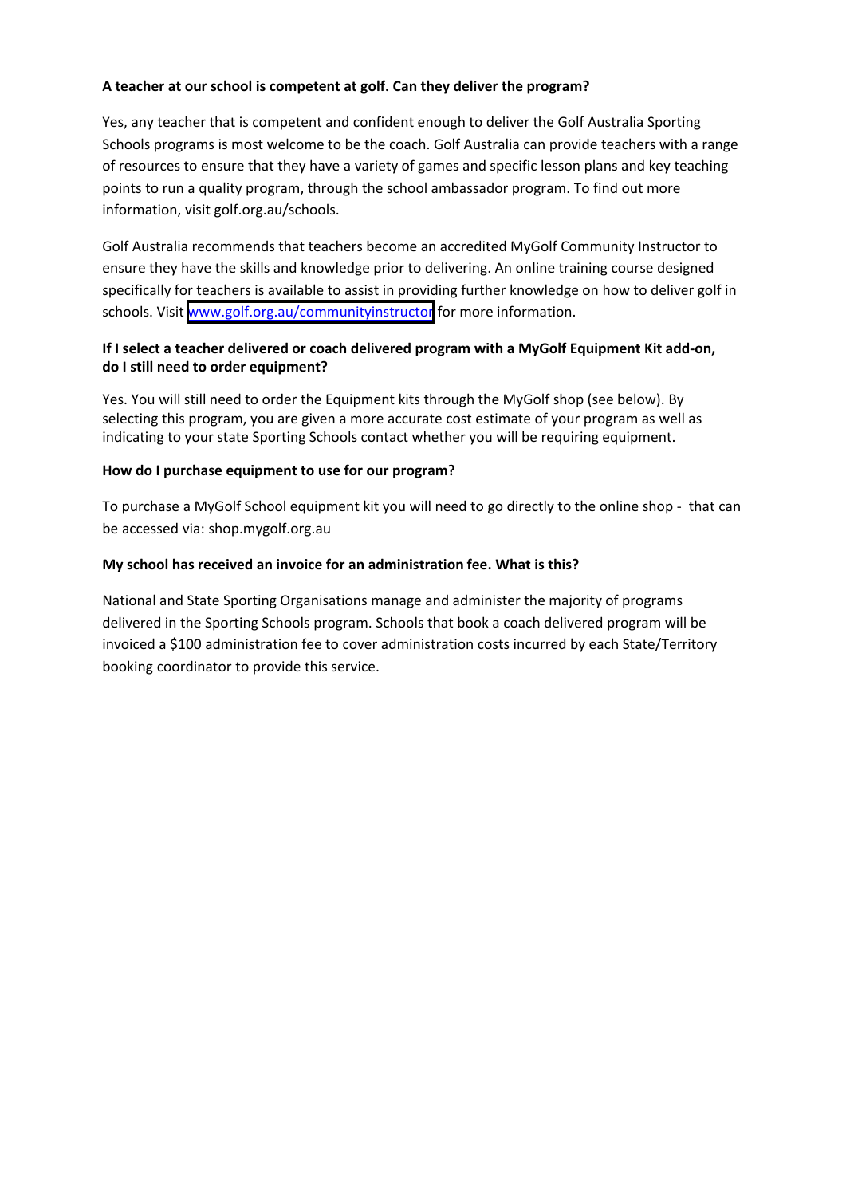**A teacher at our school is competent at golf. Can they deliver the program?**

Yes, any teacher that is competent and confident enough to deliver the Golf Australia Sporting Schools programs is most welcome to be the coach. Golf Australia can provide teachers with a range of resources to ensure that they have a variety of games and specific lesson plans and key teaching points to run a quality program, through the school ambassador program. To find out more information, visit golf.org.au/schools.

Golf Australia recommends that teachers become an accredited MyGolf Community Instructor to ensure they have the skills and knowledge prior to delivering. An online training course designed specifically for teachers is available to assist in providing further knowledge on how to deliver golf in schools. Visit www.golf.org.au/communityinstructor for more information.

**If I select a teacher delivered or coach delivered program with a MyGolf Equipment Kit add-on, do I still need to order equipment?**

Yes. You will still need to order the Equipment kits through the MyGolf shop (see below). By selecting this program, you are given a more accurate cost estimate of your program as well as indicating to your state Sporting Schools contact whether you will be requiring equipment.

**How do I purchase equipment to use for our program?**

To purchase a MyGolf School equipment kit you will need to go directly to the online shop - that can be accessed via: shop.mygolf.org.au

**My school has received an invoice for an administration fee. What is this?**

National and State Sporting Organisations manage and administer the majority of programs delivered in the Sporting Schools program. Schools that book a coach delivered program will be invoiced a $100 administration fee to cover administration costs incurred by each State/Territory booking coordinator to provide this service.